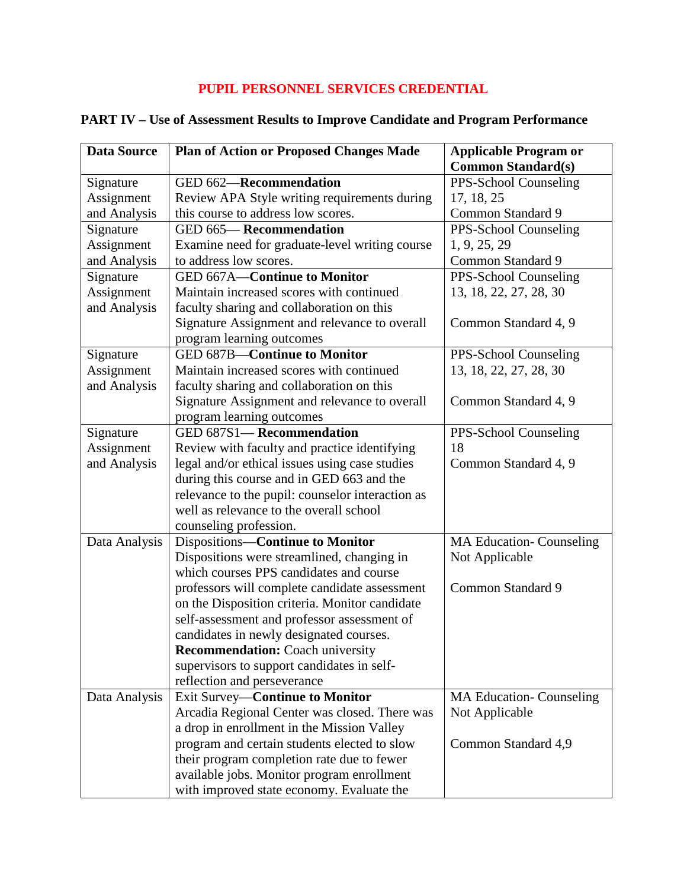# PUPIL PERSONNEL SERVICES CREDENTIAL

## PART IV – Use of Assessment Results to Improve Candidate and Program Performance

| Data Source | Plan of Action or Proposed Changes Made | Applicable Program or Common Standard(s) |
|---|---|---|
| Signature Assignment and Analysis | GED 662—**Recommendation** Review APA Style writing requirements during this course to address low scores. | PPS-School Counseling 17, 18, 25 Common Standard 9 |
| Signature Assignment and Analysis | GED 665— **Recommendation** Examine need for graduate-level writing course to address low scores. | PPS-School Counseling 1, 9, 25, 29 Common Standard 9 |
| Signature Assignment and Analysis | GED 667A—**Continue to Monitor** Maintain increased scores with continued faculty sharing and collaboration on this Signature Assignment and relevance to overall program learning outcomes | PPS-School Counseling 13, 18, 22, 27, 28, 30<br><br>Common Standard 4, 9 |
| Signature Assignment and Analysis | GED 687B—**Continue to Monitor** Maintain increased scores with continued faculty sharing and collaboration on this Signature Assignment and relevance to overall program learning outcomes | PPS-School Counseling 13, 18, 22, 27, 28, 30<br><br>Common Standard 4, 9 |
| Signature Assignment and Analysis | GED 687S1— **Recommendation** Review with faculty and practice identifying legal and/or ethical issues using case studies during this course and in GED 663 and the relevance to the pupil: counselor interaction as well as relevance to the overall school counseling profession. | PPS-School Counseling 18 Common Standard 4, 9 |
| Data Analysis | Dispositions—**Continue to Monitor** Dispositions were streamlined, changing in which courses PPS candidates and course professors will complete candidate assessment on the Disposition criteria. Monitor candidate self-assessment and professor assessment of candidates in newly designated courses. **Recommendation:** Coach university supervisors to support candidates in self-reflection and perseverance | MA Education- Counseling Not Applicable<br><br>Common Standard 9 |
| Data Analysis | Exit Survey—**Continue to Monitor** Arcadia Regional Center was closed. There was a drop in enrollment in the Mission Valley program and certain students elected to slow their program completion rate due to fewer available jobs. Monitor program enrollment with improved state economy. Evaluate the | MA Education- Counseling Not Applicable<br><br>Common Standard 4,9 |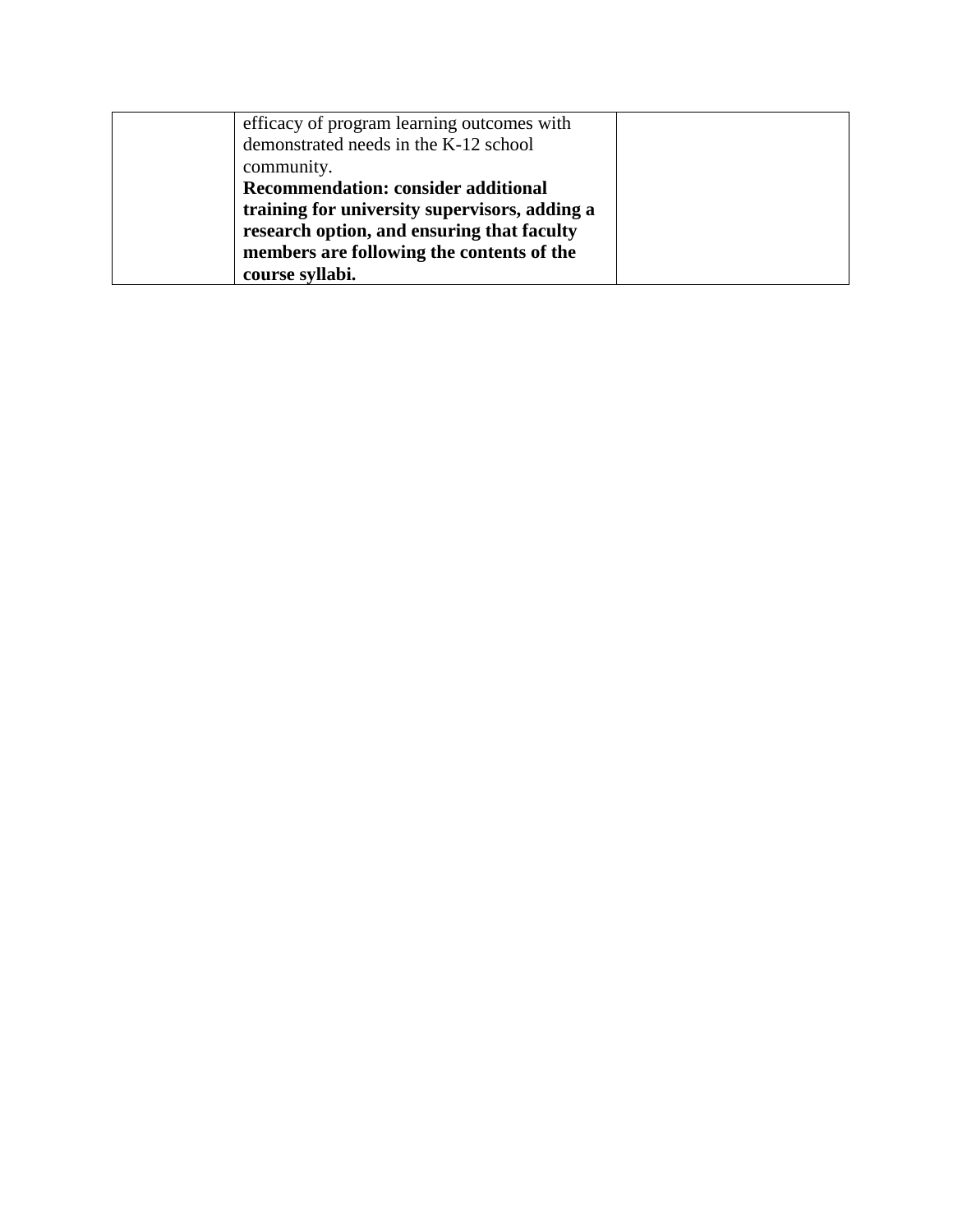| | | |
|---|---|---|
| | efficacy of program learning outcomes with demonstrated needs in the K-12 school community. **Recommendation: consider additional training for university supervisors, adding a research option, and ensuring that faculty members are following the contents of the course syllabi.** | |